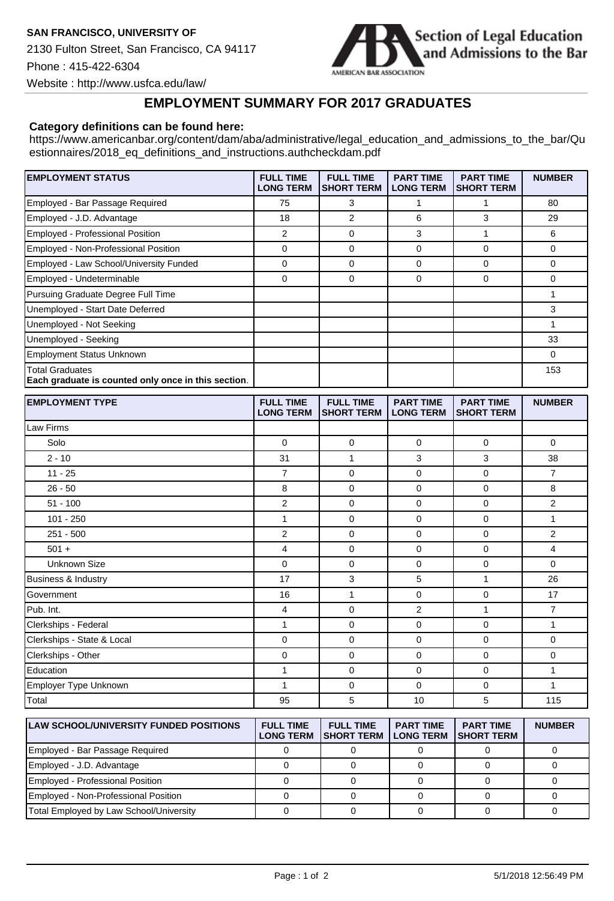**SAN FRANCISCO, UNIVERSITY OF**

2130 Fulton Street, San Francisco, CA 94117

Phone : 415-422-6304

Website : http://www.usfca.edu/law/

Section of Legal Education and Admissions to the Bar

AMERICAN BAR ASSOCIATION

## EMPLOYMENT SUMMARY FOR 2017 GRADUATES

**Category definitions can be found here:**

https://www.americanbar.org/content/dam/aba/administrative/legal_education_and_admissions_to_the_bar/Questionnaires/2018_eq_definitions_and_instructions.authcheckdam.pdf

| EMPLOYMENT STATUS | FULL TIME LONG TERM | FULL TIME SHORT TERM | PART TIME LONG TERM | PART TIME SHORT TERM | NUMBER |
|---|---|---|---|---|---|
| Employed - Bar Passage Required | 75 | 3 | 1 | 1 | 80 |
| Employed - J.D. Advantage | 18 | 2 | 6 | 3 | 29 |
| Employed - Professional Position | 2 | 0 | 3 | 1 | 6 |
| Employed - Non-Professional Position | 0 | 0 | 0 | 0 | 0 |
| Employed - Law School/University Funded | 0 | 0 | 0 | 0 | 0 |
| Employed - Undeterminable | 0 | 0 | 0 | 0 | 0 |
| Pursuing Graduate Degree Full Time | | | | | 1 |
| Unemployed - Start Date Deferred | | | | | 3 |
| Unemployed - Not Seeking | | | | | 1 |
| Unemployed - Seeking | | | | | 33 |
| Employment Status Unknown | | | | | 0 |
| Total Graduates **Each graduate is counted only once in this section**. | | | | | 153 |

| EMPLOYMENT TYPE | FULL TIME LONG TERM | FULL TIME SHORT TERM | PART TIME LONG TERM | PART TIME SHORT TERM | NUMBER |
|---|---|---|---|---|---|
| Law Firms | | | | | |
| Solo | 0 | 0 | 0 | 0 | 0 |
| 2 - 10 | 31 | 1 | 3 | 3 | 38 |
| 11 - 25 | 7 | 0 | 0 | 0 | 7 |
| 26 - 50 | 8 | 0 | 0 | 0 | 8 |
| 51 - 100 | 2 | 0 | 0 | 0 | 2 |
| 101 - 250 | 1 | 0 | 0 | 0 | 1 |
| 251 - 500 | 2 | 0 | 0 | 0 | 2 |
| 501 + | 4 | 0 | 0 | 0 | 4 |
| Unknown Size | 0 | 0 | 0 | 0 | 0 |
| Business & Industry | 17 | 3 | 5 | 1 | 26 |
| Government | 16 | 1 | 0 | 0 | 17 |
| Pub. Int. | 4 | 0 | 2 | 1 | 7 |
| Clerkships - Federal | 1 | 0 | 0 | 0 | 1 |
| Clerkships - State & Local | 0 | 0 | 0 | 0 | 0 |
| Clerkships - Other | 0 | 0 | 0 | 0 | 0 |
| Education | 1 | 0 | 0 | 0 | 1 |
| Employer Type Unknown | 1 | 0 | 0 | 0 | 1 |
| Total | 95 | 5 | 10 | 5 | 115 |

| LAW SCHOOL/UNIVERSITY FUNDED POSITIONS | FULL TIME LONG TERM | FULL TIME SHORT TERM | PART TIME LONG TERM | PART TIME SHORT TERM | NUMBER |
|---|---|---|---|---|---|
| Employed - Bar Passage Required | 0 | 0 | 0 | 0 | 0 |
| Employed - J.D. Advantage | 0 | 0 | 0 | 0 | 0 |
| Employed - Professional Position | 0 | 0 | 0 | 0 | 0 |
| Employed - Non-Professional Position | 0 | 0 | 0 | 0 | 0 |
| Total Employed by Law School/University | 0 | 0 | 0 | 0 | 0 |

5/1/2018 12:56:49 PM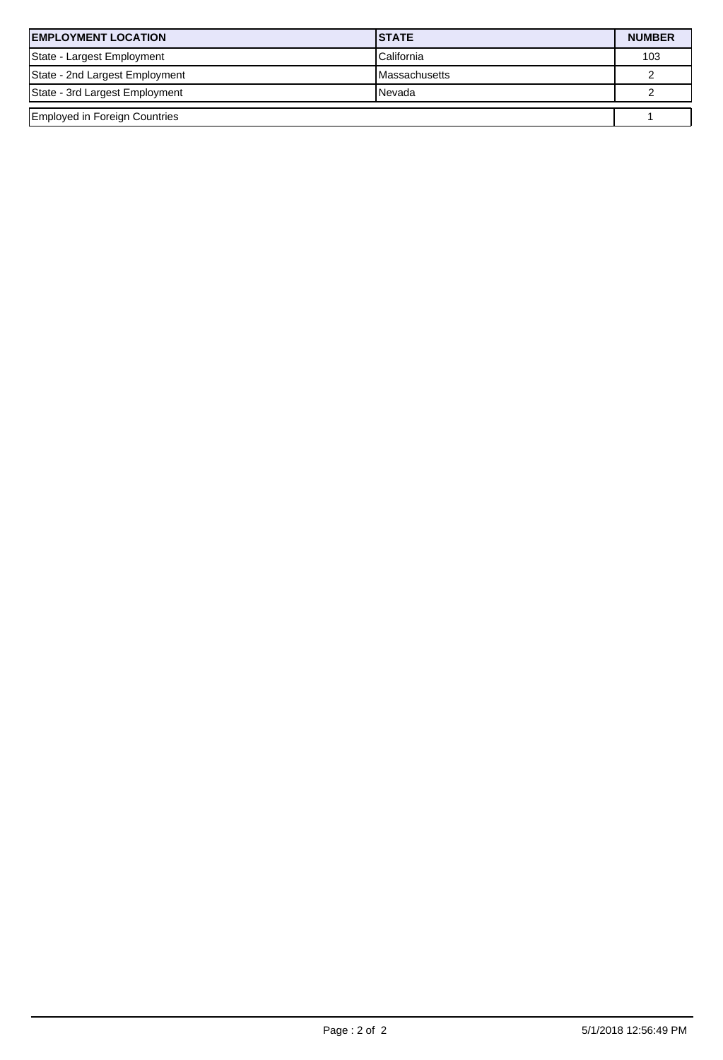| EMPLOYMENT LOCATION | STATE | NUMBER |
|---|---|---|
| State - Largest Employment | California | 103 |
| State - 2nd Largest Employment | Massachusetts | 2 |
| State - 3rd Largest Employment | Nevada | 2 |
| Employed in Foreign Countries | | 1 |